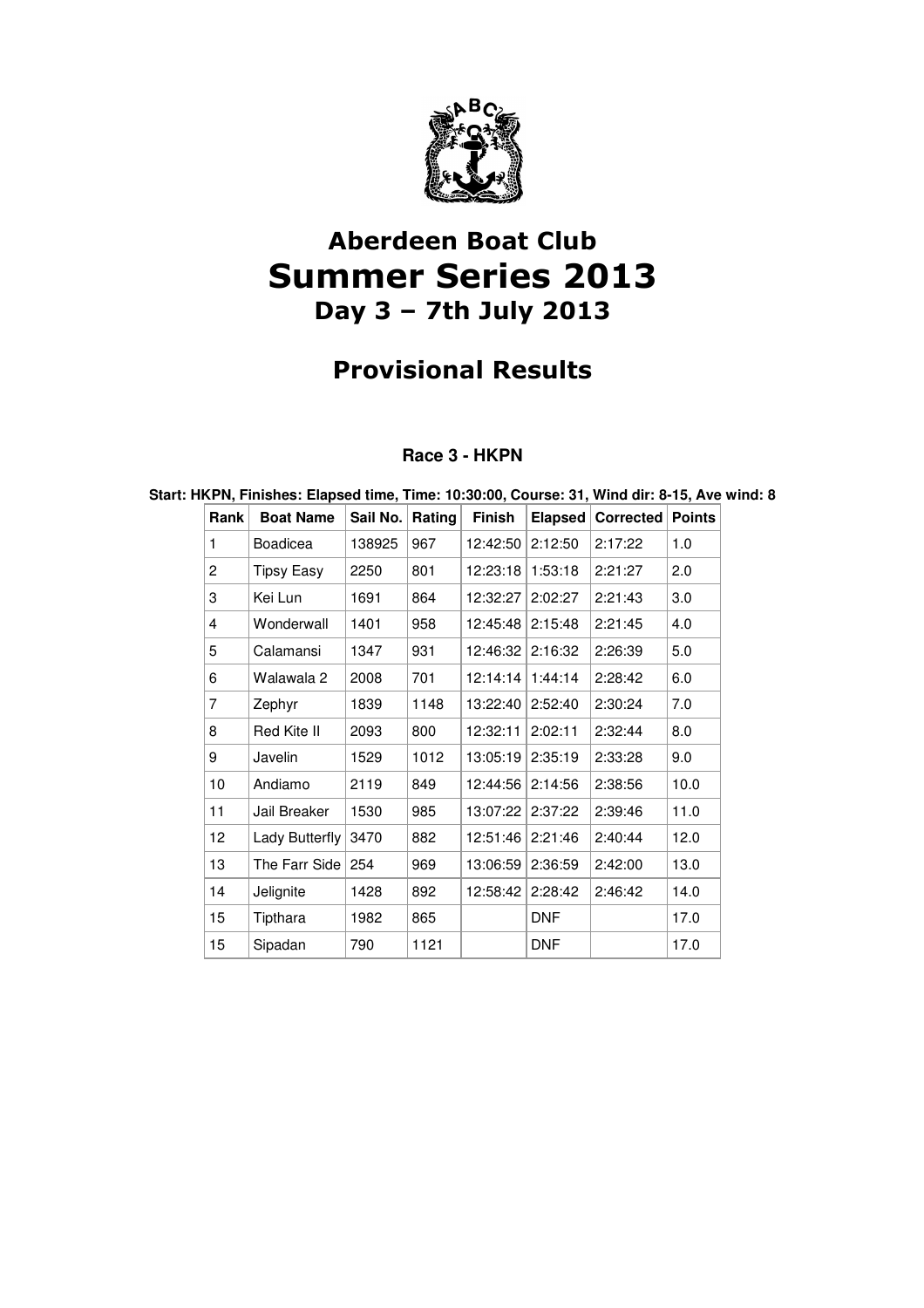# Aberdeen Boat Club
# Summer Series 2013
## Day 3 – 7th July 2013

## Provisional Results

### Race 3 - HKPN

**Start: HKPN, Finishes: Elapsed time, Time: 10:30:00, Course: 31, Wind dir: 8-15, Ave wind: 8**

| Rank | Boat Name | Sail No. | Rating | Finish | Elapsed | Corrected | Points |
|---|---|---|---|---|---|---|---|
| 1 | Boadicea | 138925 | 967 | 12:42:50 | 2:12:50 | 2:17:22 | 1.0 |
| 2 | Tipsy Easy | 2250 | 801 | 12:23:18 | 1:53:18 | 2:21:27 | 2.0 |
| 3 | Kei Lun | 1691 | 864 | 12:32:27 | 2:02:27 | 2:21:43 | 3.0 |
| 4 | Wonderwall | 1401 | 958 | 12:45:48 | 2:15:48 | 2:21:45 | 4.0 |
| 5 | Calamansi | 1347 | 931 | 12:46:32 | 2:16:32 | 2:26:39 | 5.0 |
| 6 | Walawala 2 | 2008 | 701 | 12:14:14 | 1:44:14 | 2:28:42 | 6.0 |
| 7 | Zephyr | 1839 | 1148 | 13:22:40 | 2:52:40 | 2:30:24 | 7.0 |
| 8 | Red Kite II | 2093 | 800 | 12:32:11 | 2:02:11 | 2:32:44 | 8.0 |
| 9 | Javelin | 1529 | 1012 | 13:05:19 | 2:35:19 | 2:33:28 | 9.0 |
| 10 | Andiamo | 2119 | 849 | 12:44:56 | 2:14:56 | 2:38:56 | 10.0 |
| 11 | Jail Breaker | 1530 | 985 | 13:07:22 | 2:37:22 | 2:39:46 | 11.0 |
| 12 | Lady Butterfly | 3470 | 882 | 12:51:46 | 2:21:46 | 2:40:44 | 12.0 |
| 13 | The Farr Side | 254 | 969 | 13:06:59 | 2:36:59 | 2:42:00 | 13.0 |
| 14 | Jelignite | 1428 | 892 | 12:58:42 | 2:28:42 | 2:46:42 | 14.0 |
| 15 | Tipthara | 1982 | 865 | | DNF | | 17.0 |
| 15 | Sipadan | 790 | 1121 | | DNF | | 17.0 |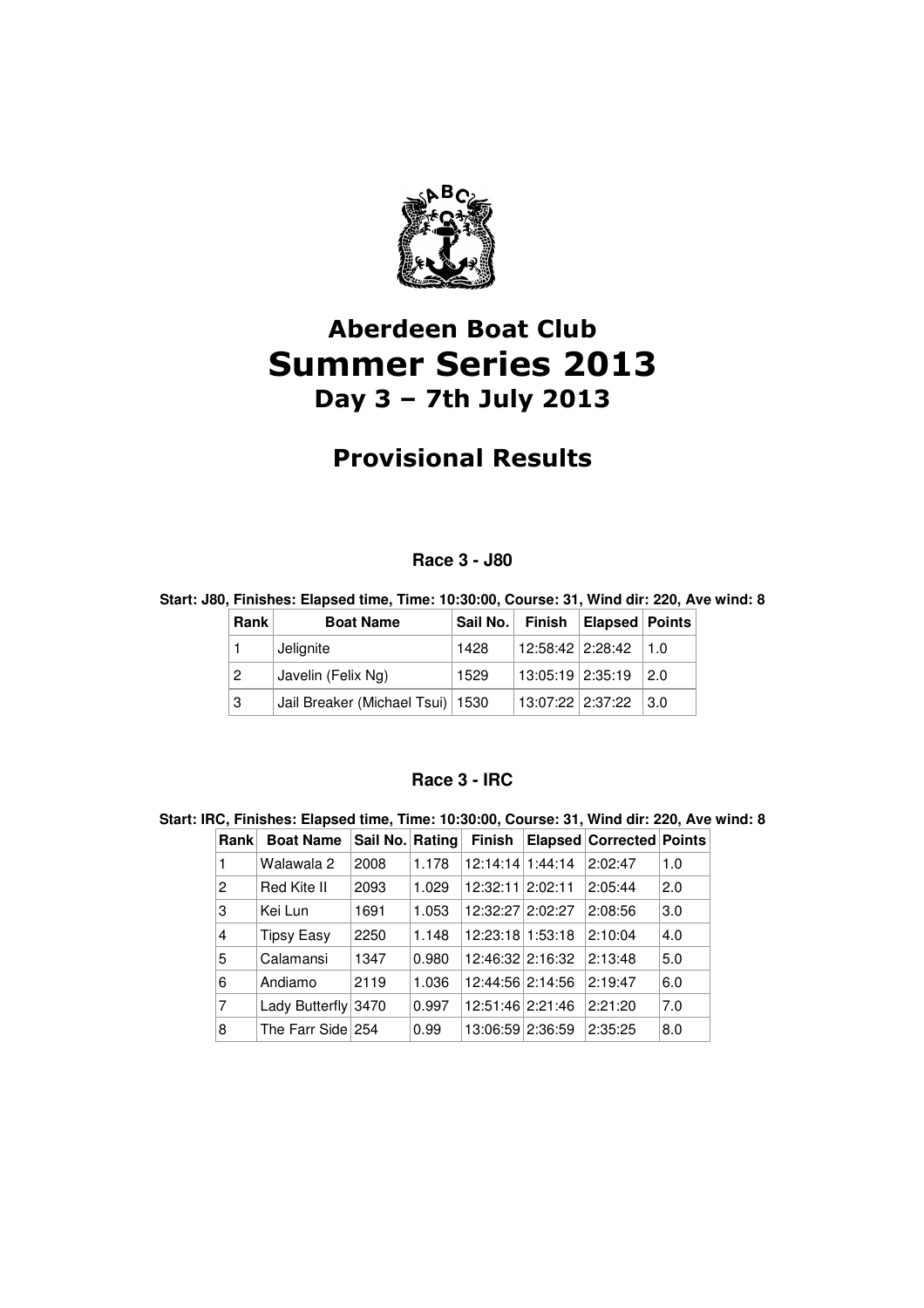# Aberdeen Boat Club
# Summer Series 2013
## Day 3 – 7th July 2013

## Provisional Results

### Race 3 - J80

**Start: J80, Finishes: Elapsed time, Time: 10:30:00, Course: 31, Wind dir: 220, Ave wind: 8**

| Rank | Boat Name | Sail No. | Finish | Elapsed | Points |
|---|---|---|---|---|---|
| 1 | Jelignite | 1428 | 12:58:42 | 2:28:42 | 1.0 |
| 2 | Javelin (Felix Ng) | 1529 | 13:05:19 | 2:35:19 | 2.0 |
| 3 | Jail Breaker (Michael Tsui) | 1530 | 13:07:22 | 2:37:22 | 3.0 |

### Race 3 - IRC

**Start: IRC, Finishes: Elapsed time, Time: 10:30:00, Course: 31, Wind dir: 220, Ave wind: 8**

| Rank | Boat Name | Sail No. | Rating | Finish | Elapsed | Corrected | Points |
|---|---|---|---|---|---|---|---|
| 1 | Walawala 2 | 2008 | 1.178 | 12:14:14 | 1:44:14 | 2:02:47 | 1.0 |
| 2 | Red Kite II | 2093 | 1.029 | 12:32:11 | 2:02:11 | 2:05:44 | 2.0 |
| 3 | Kei Lun | 1691 | 1.053 | 12:32:27 | 2:02:27 | 2:08:56 | 3.0 |
| 4 | Tipsy Easy | 2250 | 1.148 | 12:23:18 | 1:53:18 | 2:10:04 | 4.0 |
| 5 | Calamansi | 1347 | 0.980 | 12:46:32 | 2:16:32 | 2:13:48 | 5.0 |
| 6 | Andiamo | 2119 | 1.036 | 12:44:56 | 2:14:56 | 2:19:47 | 6.0 |
| 7 | Lady Butterfly | 3470 | 0.997 | 12:51:46 | 2:21:46 | 2:21:20 | 7.0 |
| 8 | The Farr Side | 254 | 0.99 | 13:06:59 | 2:36:59 | 2:35:25 | 8.0 |